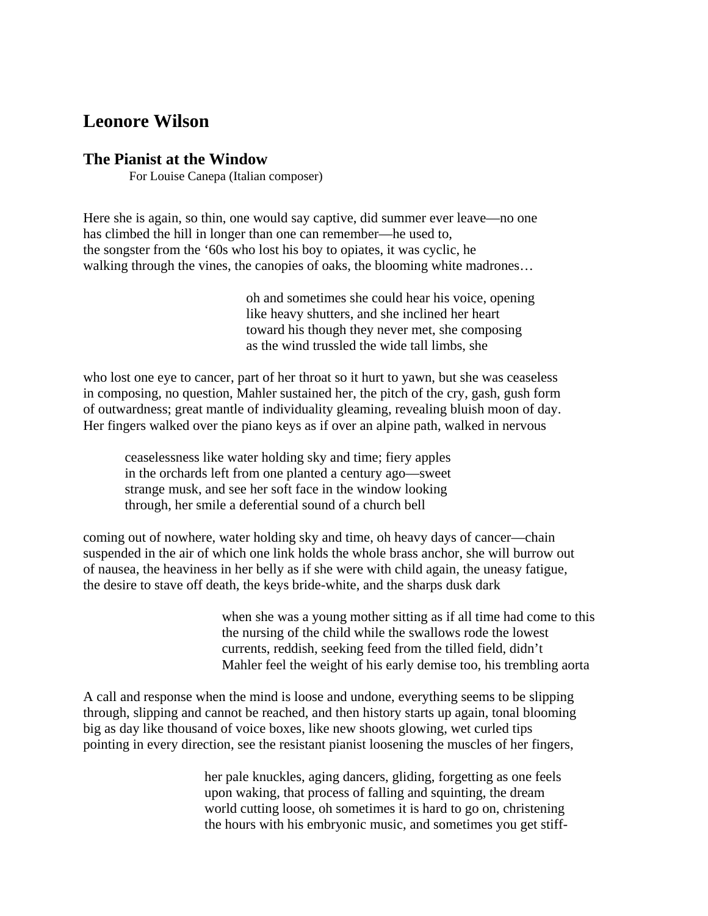# Leonore Wilson

## The Pianist at the Window

For Louise Canepa (Italian composer)

Here she is again, so thin, one would say captive, did summer ever leave—no one
has climbed the hill in longer than one can remember—he used to,
the songster from the '60s who lost his boy to opiates, it was cyclic, he
walking through the vines, the canopies of oaks, the blooming white madrones…

oh and sometimes she could hear his voice, opening
like heavy shutters, and she inclined her heart
toward his though they never met, she composing
as the wind trussled the wide tall limbs, she

who lost one eye to cancer, part of her throat so it hurt to yawn, but she was ceaseless
in composing, no question, Mahler sustained her, the pitch of the cry, gash, gush form
of outwardness; great mantle of individuality gleaming, revealing bluish moon of day.
Her fingers walked over the piano keys as if over an alpine path, walked in nervous

ceaselessness like water holding sky and time; fiery apples
in the orchards left from one planted a century ago—sweet
strange musk, and see her soft face in the window looking
through, her smile a deferential sound of a church bell

coming out of nowhere, water holding sky and time, oh heavy days of cancer—chain
suspended in the air of which one link holds the whole brass anchor, she will burrow out
of nausea, the heaviness in her belly as if she were with child again, the uneasy fatigue,
the desire to stave off death, the keys bride-white, and the sharps dusk dark

when she was a young mother sitting as if all time had come to this
the nursing of the child while the swallows rode the lowest
currents, reddish, seeking feed from the tilled field, didn't
Mahler feel the weight of his early demise too, his trembling aorta

A call and response when the mind is loose and undone, everything seems to be slipping
through, slipping and cannot be reached, and then history starts up again, tonal blooming
big as day like thousand of voice boxes, like new shoots glowing, wet curled tips
pointing in every direction, see the resistant pianist loosening the muscles of her fingers,

her pale knuckles, aging dancers, gliding, forgetting as one feels
upon waking, that process of falling and squinting, the dream
world cutting loose, oh sometimes it is hard to go on, christening
the hours with his embryonic music, and sometimes you get stiff-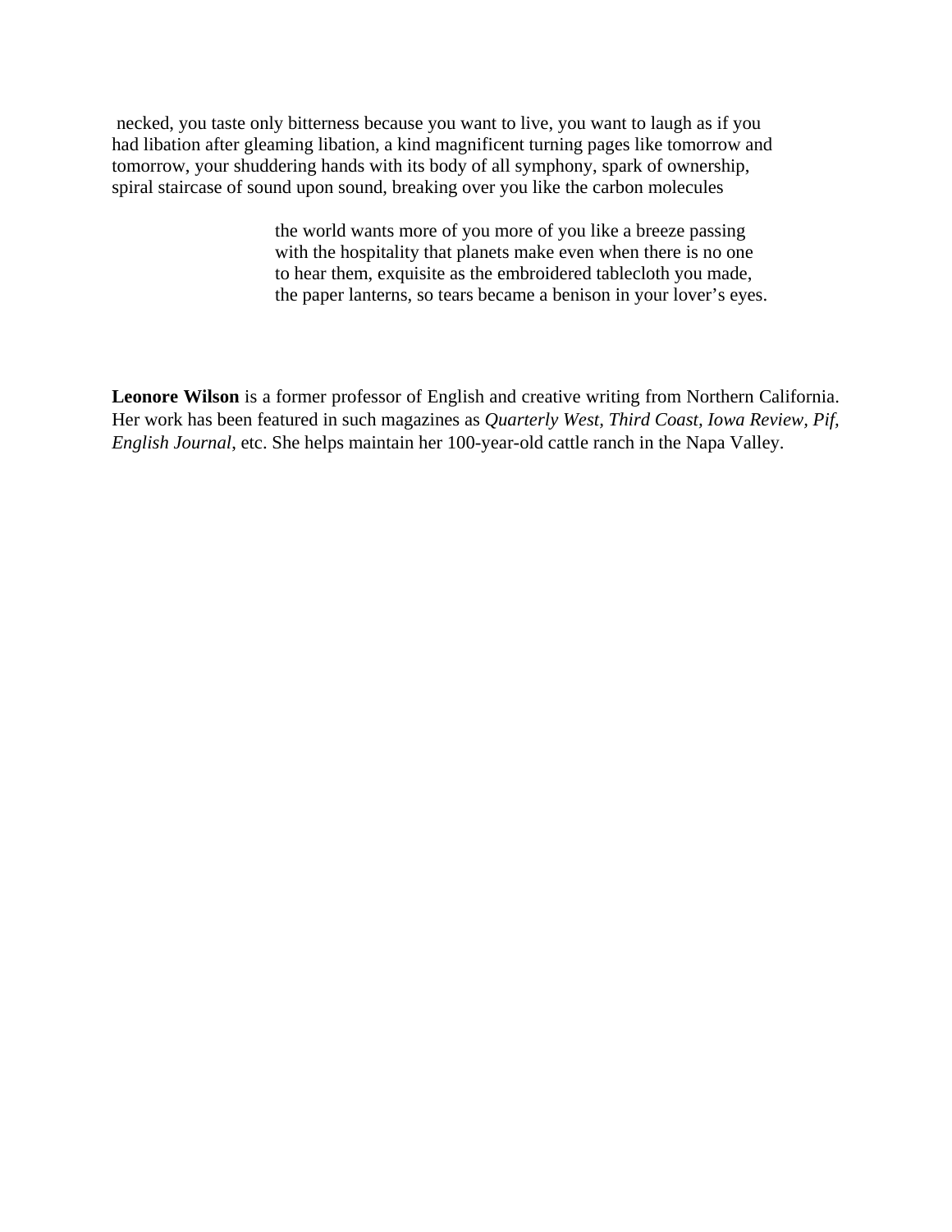necked, you taste only bitterness because you want to live, you want to laugh as if you
had libation after gleaming libation, a kind magnificent turning pages like tomorrow and
tomorrow, your shuddering hands with its body of all symphony, spark of ownership,
spiral staircase of sound upon sound, breaking over you like the carbon molecules

> the world wants more of you more of you like a breeze passing
> with the hospitality that planets make even when there is no one
> to hear them, exquisite as the embroidered tablecloth you made,
> the paper lanterns, so tears became a benison in your lover's eyes.

**Leonore Wilson** is a former professor of English and creative writing from Northern California. Her work has been featured in such magazines as *Quarterly West, Third Coast, Iowa Review, Pif, English Journal*, etc. She helps maintain her 100-year-old cattle ranch in the Napa Valley.